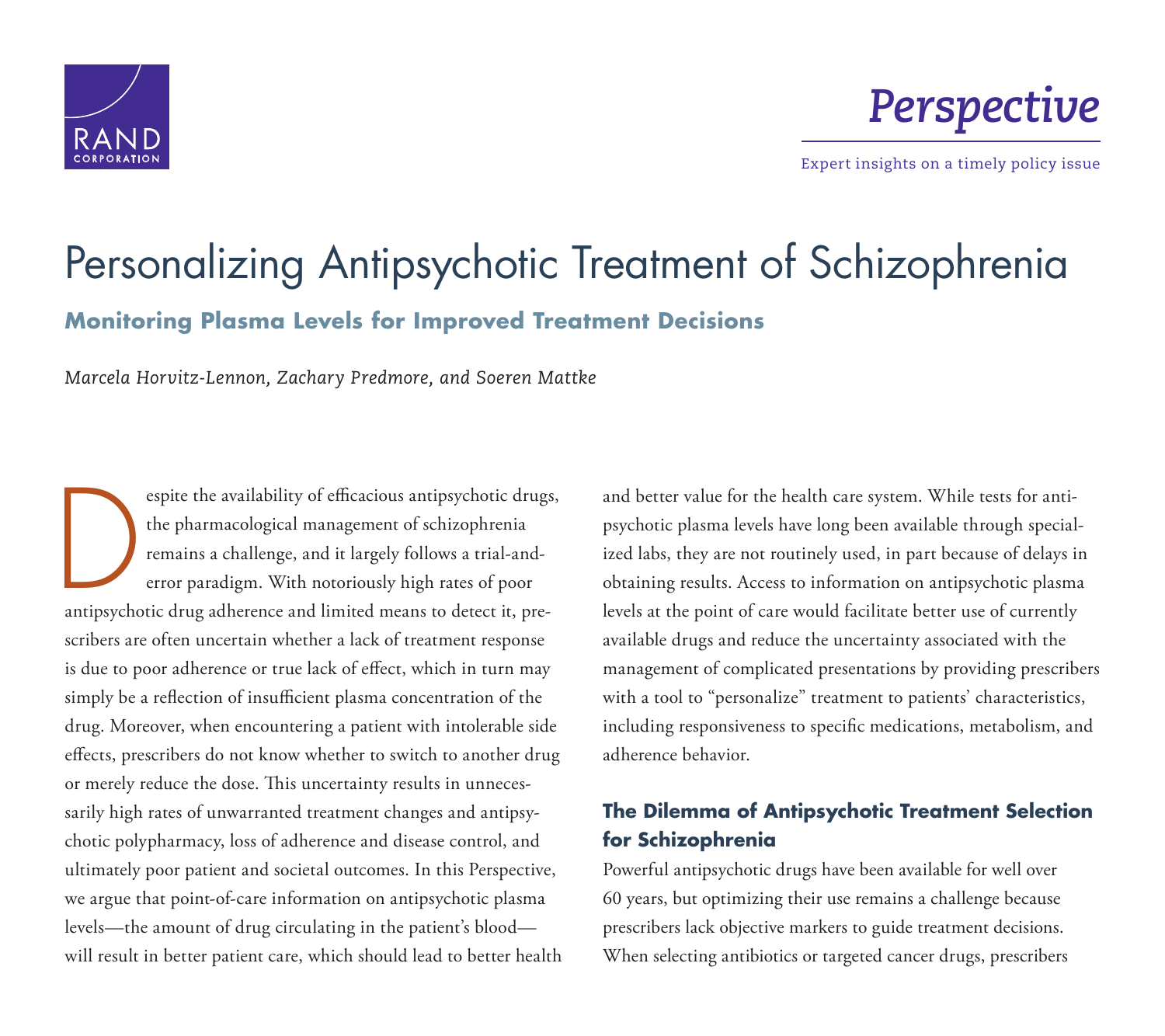RAND CORPORATION

*Perspective*

Expert insights on a timely policy issue

# Personalizing Antipsychotic Treatment of Schizophrenia

## Monitoring Plasma Levels for Improved Treatment Decisions

*Marcela Horvitz-Lennon, Zachary Predmore, and Soeren Mattke*

Despite the availability of efficacious antipsychotic drugs, the pharmacological management of schizophrenia remains a challenge, and it largely follows a trial-and-error paradigm. With notoriously high rates of poor antipsychotic drug adherence and limited means to detect it, prescribers are often uncertain whether a lack of treatment response is due to poor adherence or true lack of effect, which in turn may simply be a reflection of insufficient plasma concentration of the drug. Moreover, when encountering a patient with intolerable side effects, prescribers do not know whether to switch to another drug or merely reduce the dose. This uncertainty results in unnecessarily high rates of unwarranted treatment changes and antipsychotic polypharmacy, loss of adherence and disease control, and ultimately poor patient and societal outcomes. In this Perspective, we argue that point-of-care information on antipsychotic plasma levels—the amount of drug circulating in the patient's blood—will result in better patient care, which should lead to better health and better value for the health care system. While tests for antipsychotic plasma levels have long been available through specialized labs, they are not routinely used, in part because of delays in obtaining results. Access to information on antipsychotic plasma levels at the point of care would facilitate better use of currently available drugs and reduce the uncertainty associated with the management of complicated presentations by providing prescribers with a tool to "personalize" treatment to patients' characteristics, including responsiveness to specific medications, metabolism, and adherence behavior.

### The Dilemma of Antipsychotic Treatment Selection for Schizophrenia

Powerful antipsychotic drugs have been available for well over 60 years, but optimizing their use remains a challenge because prescribers lack objective markers to guide treatment decisions. When selecting antibiotics or targeted cancer drugs, prescribers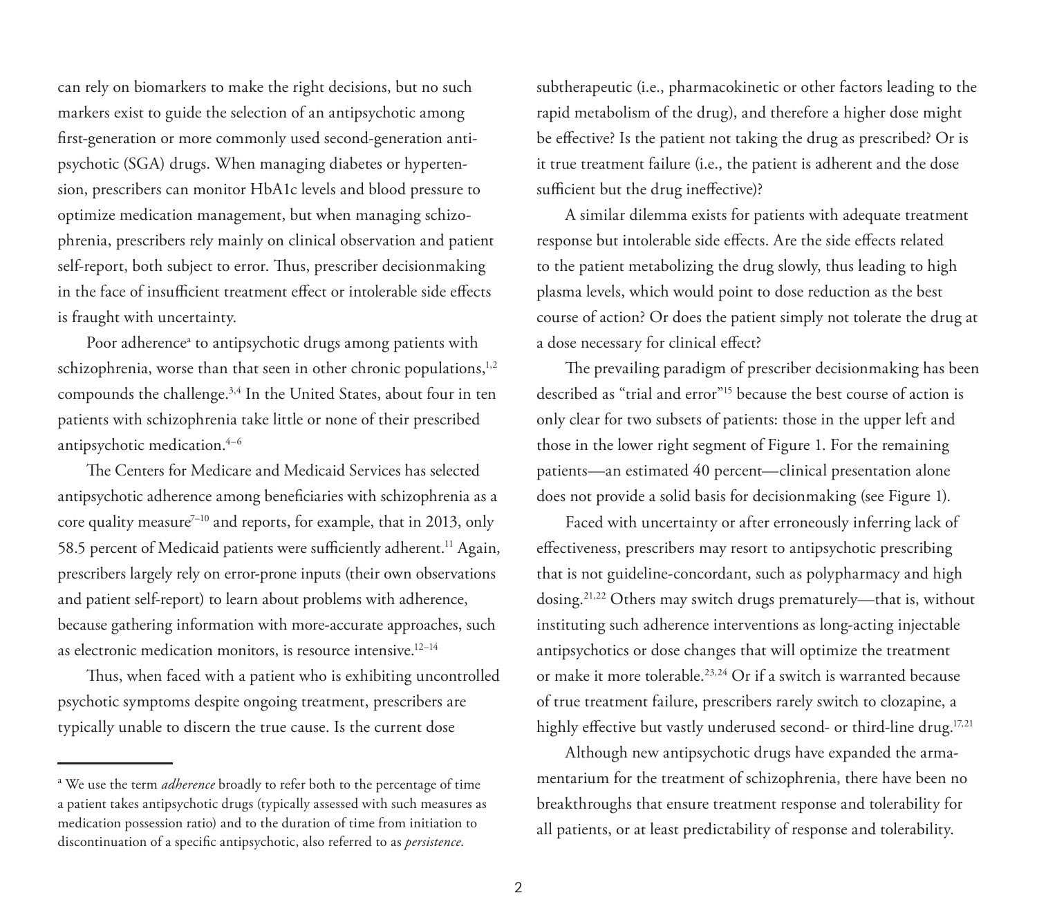can rely on biomarkers to make the right decisions, but no such markers exist to guide the selection of an antipsychotic among first-generation or more commonly used second-generation antipsychotic (SGA) drugs. When managing diabetes or hypertension, prescribers can monitor HbA1c levels and blood pressure to optimize medication management, but when managing schizophrenia, prescribers rely mainly on clinical observation and patient self-report, both subject to error. Thus, prescriber decisionmaking in the face of insufficient treatment effect or intolerable side effects is fraught with uncertainty.

Poor adherence[a] to antipsychotic drugs among patients with schizophrenia, worse than that seen in other chronic populations,[1,2] compounds the challenge.[3,4] In the United States, about four in ten patients with schizophrenia take little or none of their prescribed antipsychotic medication.[4–6]

The Centers for Medicare and Medicaid Services has selected antipsychotic adherence among beneficiaries with schizophrenia as a core quality measure[7–10] and reports, for example, that in 2013, only 58.5 percent of Medicaid patients were sufficiently adherent.[11] Again, prescribers largely rely on error-prone inputs (their own observations and patient self-report) to learn about problems with adherence, because gathering information with more-accurate approaches, such as electronic medication monitors, is resource intensive.[12–14]

Thus, when faced with a patient who is exhibiting uncontrolled psychotic symptoms despite ongoing treatment, prescribers are typically unable to discern the true cause. Is the current dose subtherapeutic (i.e., pharmacokinetic or other factors leading to the rapid metabolism of the drug), and therefore a higher dose might be effective? Is the patient not taking the drug as prescribed? Or is it true treatment failure (i.e., the patient is adherent and the dose sufficient but the drug ineffective)?

A similar dilemma exists for patients with adequate treatment response but intolerable side effects. Are the side effects related to the patient metabolizing the drug slowly, thus leading to high plasma levels, which would point to dose reduction as the best course of action? Or does the patient simply not tolerate the drug at a dose necessary for clinical effect?

The prevailing paradigm of prescriber decisionmaking has been described as "trial and error"[15] because the best course of action is only clear for two subsets of patients: those in the upper left and those in the lower right segment of Figure 1. For the remaining patients—an estimated 40 percent—clinical presentation alone does not provide a solid basis for decisionmaking (see Figure 1).

Faced with uncertainty or after erroneously inferring lack of effectiveness, prescribers may resort to antipsychotic prescribing that is not guideline-concordant, such as polypharmacy and high dosing.[21,22] Others may switch drugs prematurely—that is, without instituting such adherence interventions as long-acting injectable antipsychotics or dose changes that will optimize the treatment or make it more tolerable.[23,24] Or if a switch is warranted because of true treatment failure, prescribers rarely switch to clozapine, a highly effective but vastly underused second- or third-line drug.[17,21]

Although new antipsychotic drugs have expanded the armamentarium for the treatment of schizophrenia, there have been no breakthroughs that ensure treatment response and tolerability for all patients, or at least predictability of response and tolerability.

---

[a] We use the term *adherence* broadly to refer both to the percentage of time a patient takes antipsychotic drugs (typically assessed with such measures as medication possession ratio) and to the duration of time from initiation to discontinuation of a specific antipsychotic, also referred to as *persistence*.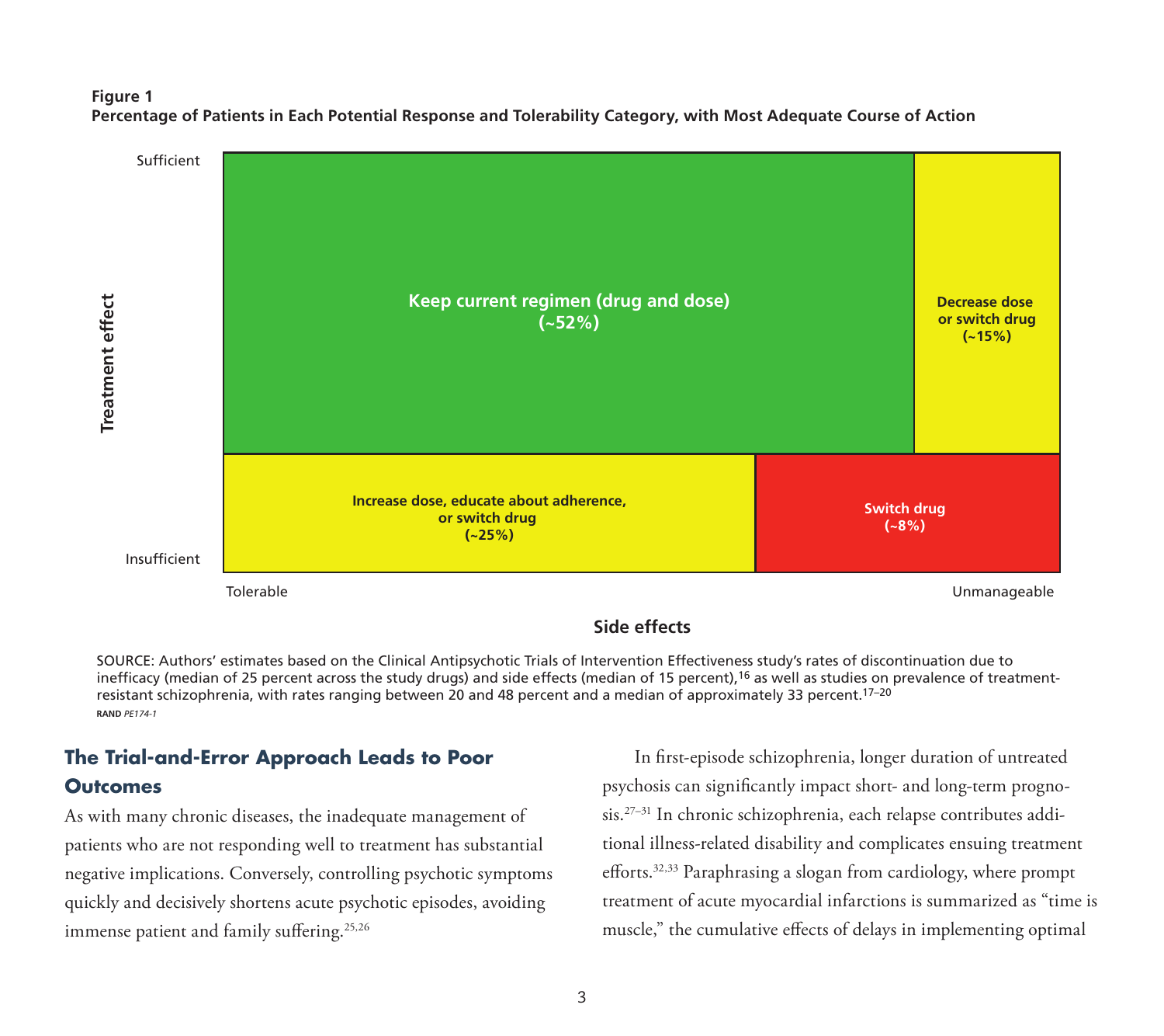**Figure 1**
**Percentage of Patients in Each Potential Response and Tolerability Category, with Most Adequate Course of Action**

| Treatment effect \ Side effects | Tolerable | Unmanageable |
|---|---|---|
| Sufficient | Keep current regimen (drug and dose) (~52%) | Decrease dose or switch drug (~15%) |
| Insufficient | Increase dose, educate about adherence, or switch drug (~25%) | Switch drug (~8%) |

SOURCE: Authors' estimates based on the Clinical Antipsychotic Trials of Intervention Effectiveness study's rates of discontinuation due to inefficacy (median of 25 percent across the study drugs) and side effects (median of 15 percent),[16] as well as studies on prevalence of treatment-resistant schizophrenia, with rates ranging between 20 and 48 percent and a median of approximately 33 percent.[17–20]

RAND *PE174-1*

## The Trial-and-Error Approach Leads to Poor Outcomes

As with many chronic diseases, the inadequate management of patients who are not responding well to treatment has substantial negative implications. Conversely, controlling psychotic symptoms quickly and decisively shortens acute psychotic episodes, avoiding immense patient and family suffering.[25,26]

In first-episode schizophrenia, longer duration of untreated psychosis can significantly impact short- and long-term prognosis.[27–31] In chronic schizophrenia, each relapse contributes additional illness-related disability and complicates ensuing treatment efforts.[32,33] Paraphrasing a slogan from cardiology, where prompt treatment of acute myocardial infarctions is summarized as "time is muscle," the cumulative effects of delays in implementing optimal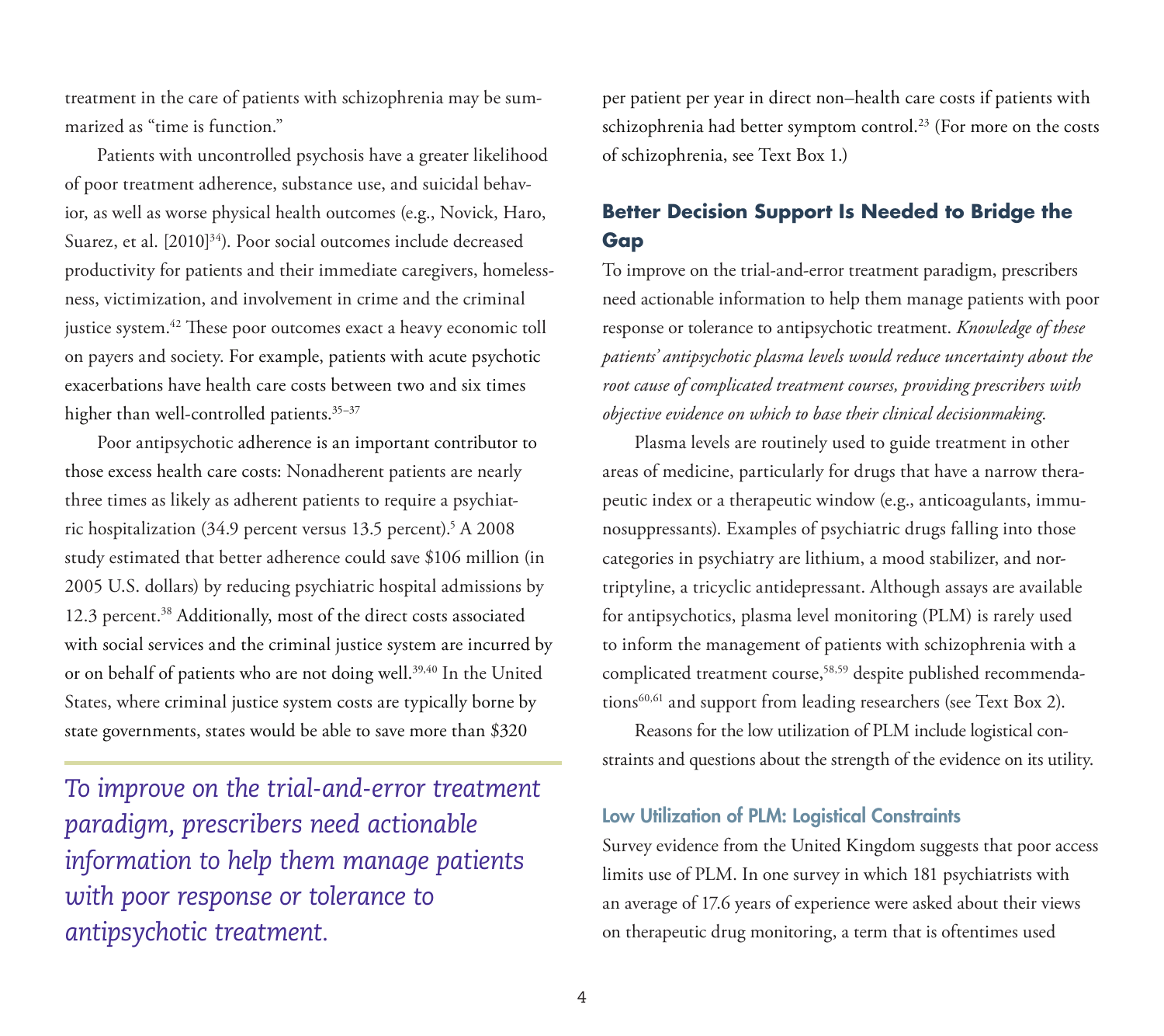treatment in the care of patients with schizophrenia may be summarized as "time is function."

Patients with uncontrolled psychosis have a greater likelihood of poor treatment adherence, substance use, and suicidal behavior, as well as worse physical health outcomes (e.g., Novick, Haro, Suarez, et al. [2010][34]). Poor social outcomes include decreased productivity for patients and their immediate caregivers, homelessness, victimization, and involvement in crime and the criminal justice system.[42] These poor outcomes exact a heavy economic toll on payers and society. For example, patients with acute psychotic exacerbations have health care costs between two and six times higher than well-controlled patients.[35–37]

Poor antipsychotic adherence is an important contributor to those excess health care costs: Nonadherent patients are nearly three times as likely as adherent patients to require a psychiatric hospitalization (34.9 percent versus 13.5 percent).[5] A 2008 study estimated that better adherence could save $106 million (in 2005 U.S. dollars) by reducing psychiatric hospital admissions by 12.3 percent.[38] Additionally, most of the direct costs associated with social services and the criminal justice system are incurred by or on behalf of patients who are not doing well.[39,40] In the United States, where criminal justice system costs are typically borne by state governments, states would be able to save more than $320 per patient per year in direct non–health care costs if patients with schizophrenia had better symptom control.[23] (For more on the costs of schizophrenia, see Text Box 1.)

*To improve on the trial-and-error treatment paradigm, prescribers need actionable information to help them manage patients with poor response or tolerance to antipsychotic treatment.*

## Better Decision Support Is Needed to Bridge the Gap

To improve on the trial-and-error treatment paradigm, prescribers need actionable information to help them manage patients with poor response or tolerance to antipsychotic treatment. *Knowledge of these patients' antipsychotic plasma levels would reduce uncertainty about the root cause of complicated treatment courses, providing prescribers with objective evidence on which to base their clinical decisionmaking.*

Plasma levels are routinely used to guide treatment in other areas of medicine, particularly for drugs that have a narrow therapeutic index or a therapeutic window (e.g., anticoagulants, immunosuppressants). Examples of psychiatric drugs falling into those categories in psychiatry are lithium, a mood stabilizer, and nortriptyline, a tricyclic antidepressant. Although assays are available for antipsychotics, plasma level monitoring (PLM) is rarely used to inform the management of patients with schizophrenia with a complicated treatment course,[58,59] despite published recommendations[60,61] and support from leading researchers (see Text Box 2).

Reasons for the low utilization of PLM include logistical constraints and questions about the strength of the evidence on its utility.

### Low Utilization of PLM: Logistical Constraints

Survey evidence from the United Kingdom suggests that poor access limits use of PLM. In one survey in which 181 psychiatrists with an average of 17.6 years of experience were asked about their views on therapeutic drug monitoring, a term that is oftentimes used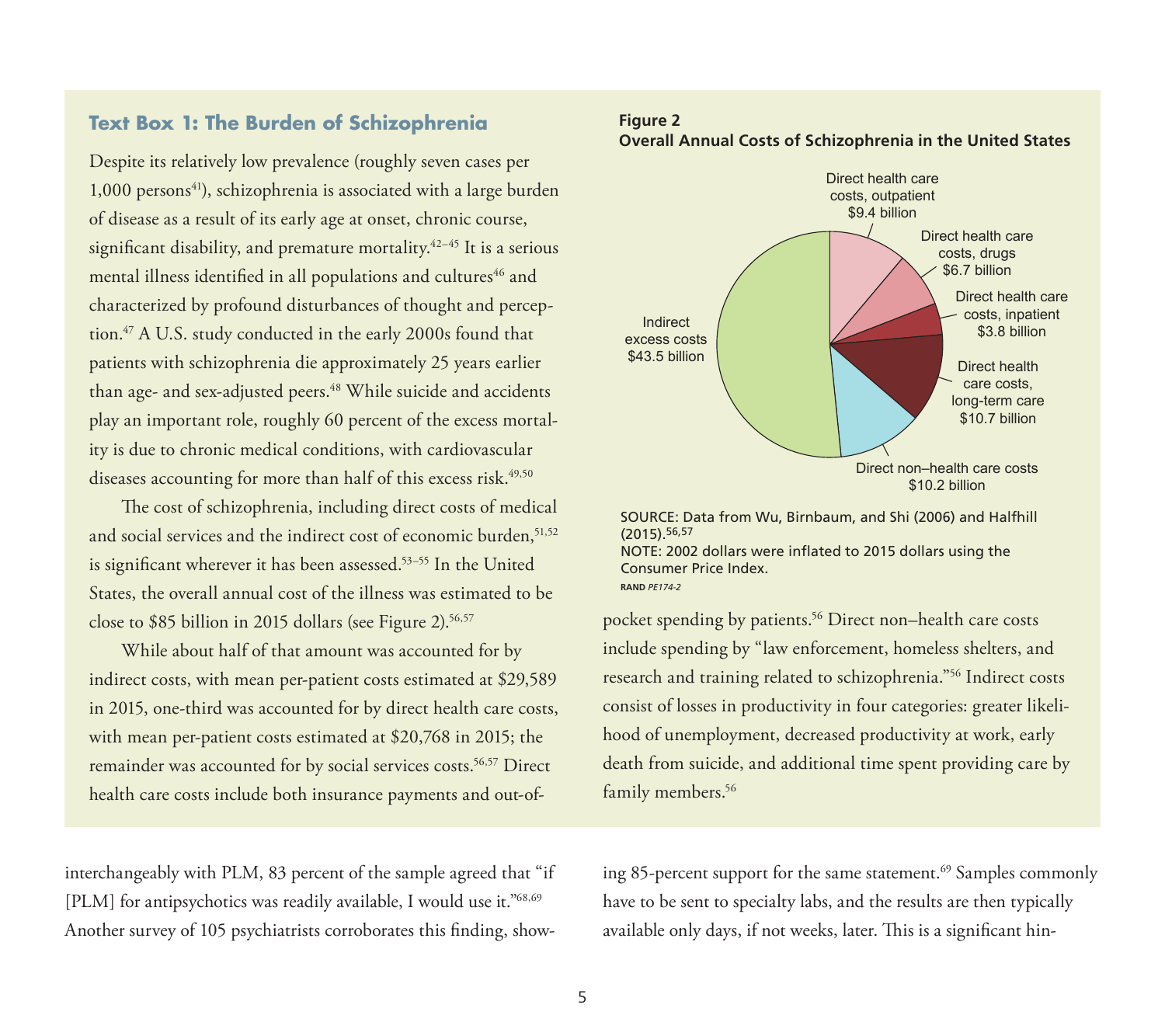### Text Box 1: The Burden of Schizophrenia

Despite its relatively low prevalence (roughly seven cases per 1,000 persons[41]), schizophrenia is associated with a large burden of disease as a result of its early age at onset, chronic course, significant disability, and premature mortality.[42–45] It is a serious mental illness identified in all populations and cultures[46] and characterized by profound disturbances of thought and perception.[47] A U.S. study conducted in the early 2000s found that patients with schizophrenia die approximately 25 years earlier than age- and sex-adjusted peers.[48] While suicide and accidents play an important role, roughly 60 percent of the excess mortality is due to chronic medical conditions, with cardiovascular diseases accounting for more than half of this excess risk.[49,50]

The cost of schizophrenia, including direct costs of medical and social services and the indirect cost of economic burden,[51,52] is significant wherever it has been assessed.[53–55] In the United States, the overall annual cost of the illness was estimated to be close to $85 billion in 2015 dollars (see Figure 2).[56,57]

While about half of that amount was accounted for by indirect costs, with mean per-patient costs estimated at $29,589 in 2015, one-third was accounted for by direct health care costs, with mean per-patient costs estimated at $20,768 in 2015; the remainder was accounted for by social services costs.[56,57] Direct health care costs include both insurance payments and out-of-pocket spending by patients.[56] Direct non–health care costs include spending by "law enforcement, homeless shelters, and research and training related to schizophrenia."[56] Indirect costs consist of losses in productivity in four categories: greater likelihood of unemployment, decreased productivity at work, early death from suicide, and additional time spent providing care by family members.[56]

**Figure 2**
**Overall Annual Costs of Schizophrenia in the United States**

| Category | Cost |
|---|---|
| Direct health care costs, outpatient | $9.4 billion |
| Direct health care costs, drugs | $6.7 billion |
| Direct health care costs, inpatient | $3.8 billion |
| Direct health care costs, long-term care | $10.7 billion |
| Direct non–health care costs | $10.2 billion |
| Indirect excess costs | $43.5 billion |

SOURCE: Data from Wu, Birnbaum, and Shi (2006) and Halfhill (2015).[56,57]
NOTE: 2002 dollars were inflated to 2015 dollars using the Consumer Price Index.
RAND *PE174-2*

interchangeably with PLM, 83 percent of the sample agreed that "if [PLM] for antipsychotics was readily available, I would use it."[68,69] Another survey of 105 psychiatrists corroborates this finding, showing 85-percent support for the same statement.[69] Samples commonly have to be sent to specialty labs, and the results are then typically available only days, if not weeks, later. This is a significant hin-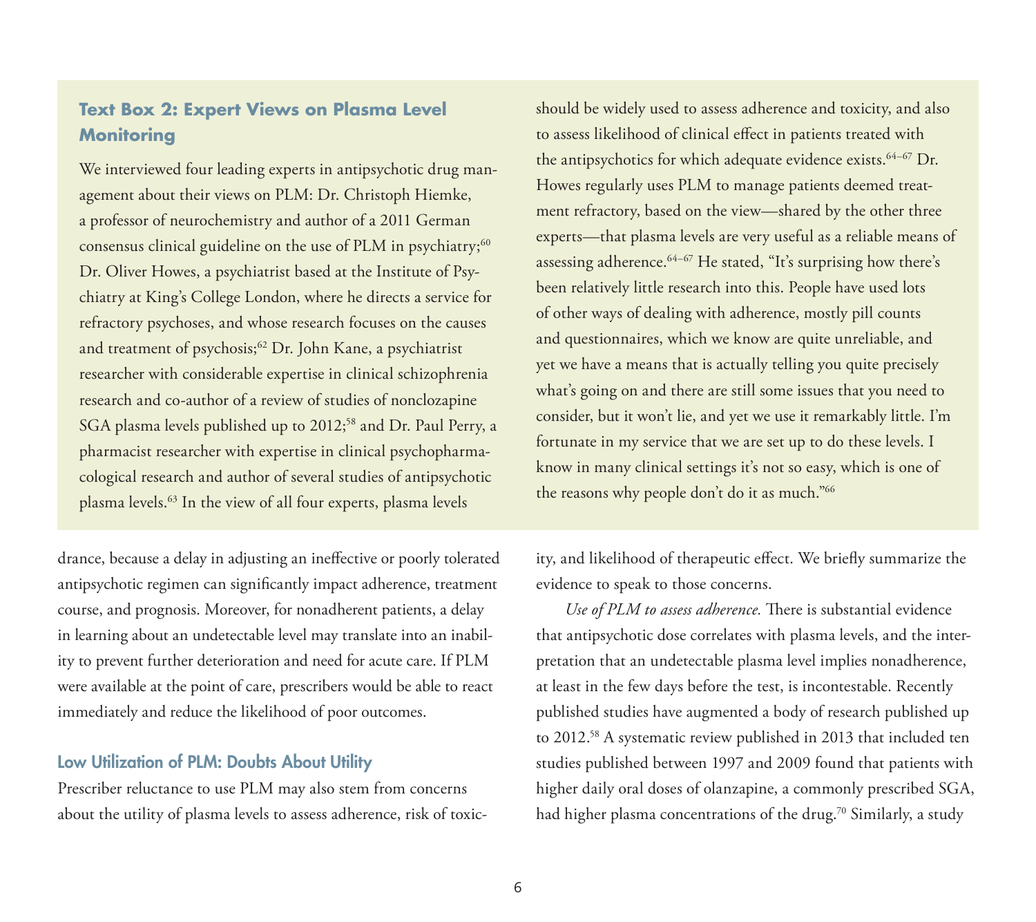### Text Box 2: Expert Views on Plasma Level Monitoring

We interviewed four leading experts in antipsychotic drug management about their views on PLM: Dr. Christoph Hiemke, a professor of neurochemistry and author of a 2011 German consensus clinical guideline on the use of PLM in psychiatry;[60] Dr. Oliver Howes, a psychiatrist based at the Institute of Psychiatry at King's College London, where he directs a service for refractory psychoses, and whose research focuses on the causes and treatment of psychosis;[62] Dr. John Kane, a psychiatrist researcher with considerable expertise in clinical schizophrenia research and co-author of a review of studies of nonclozapine SGA plasma levels published up to 2012;[58] and Dr. Paul Perry, a pharmacist researcher with expertise in clinical psychopharmacological research and author of several studies of antipsychotic plasma levels.[63] In the view of all four experts, plasma levels should be widely used to assess adherence and toxicity, and also to assess likelihood of clinical effect in patients treated with the antipsychotics for which adequate evidence exists.[64–67] Dr. Howes regularly uses PLM to manage patients deemed treatment refractory, based on the view—shared by the other three experts—that plasma levels are very useful as a reliable means of assessing adherence.[64–67] He stated, "It's surprising how there's been relatively little research into this. People have used lots of other ways of dealing with adherence, mostly pill counts and questionnaires, which we know are quite unreliable, and yet we have a means that is actually telling you quite precisely what's going on and there are still some issues that you need to consider, but it won't lie, and yet we use it remarkably little. I'm fortunate in my service that we are set up to do these levels. I know in many clinical settings it's not so easy, which is one of the reasons why people don't do it as much."[66]

drance, because a delay in adjusting an ineffective or poorly tolerated antipsychotic regimen can significantly impact adherence, treatment course, and prognosis. Moreover, for nonadherent patients, a delay in learning about an undetectable level may translate into an inability to prevent further deterioration and need for acute care. If PLM were available at the point of care, prescribers would be able to react immediately and reduce the likelihood of poor outcomes.

### Low Utilization of PLM: Doubts About Utility

Prescriber reluctance to use PLM may also stem from concerns about the utility of plasma levels to assess adherence, risk of toxicity, and likelihood of therapeutic effect. We briefly summarize the evidence to speak to those concerns.

*Use of PLM to assess adherence.* There is substantial evidence that antipsychotic dose correlates with plasma levels, and the interpretation that an undetectable plasma level implies nonadherence, at least in the few days before the test, is incontestable. Recently published studies have augmented a body of research published up to 2012.[58] A systematic review published in 2013 that included ten studies published between 1997 and 2009 found that patients with higher daily oral doses of olanzapine, a commonly prescribed SGA, had higher plasma concentrations of the drug.[70] Similarly, a study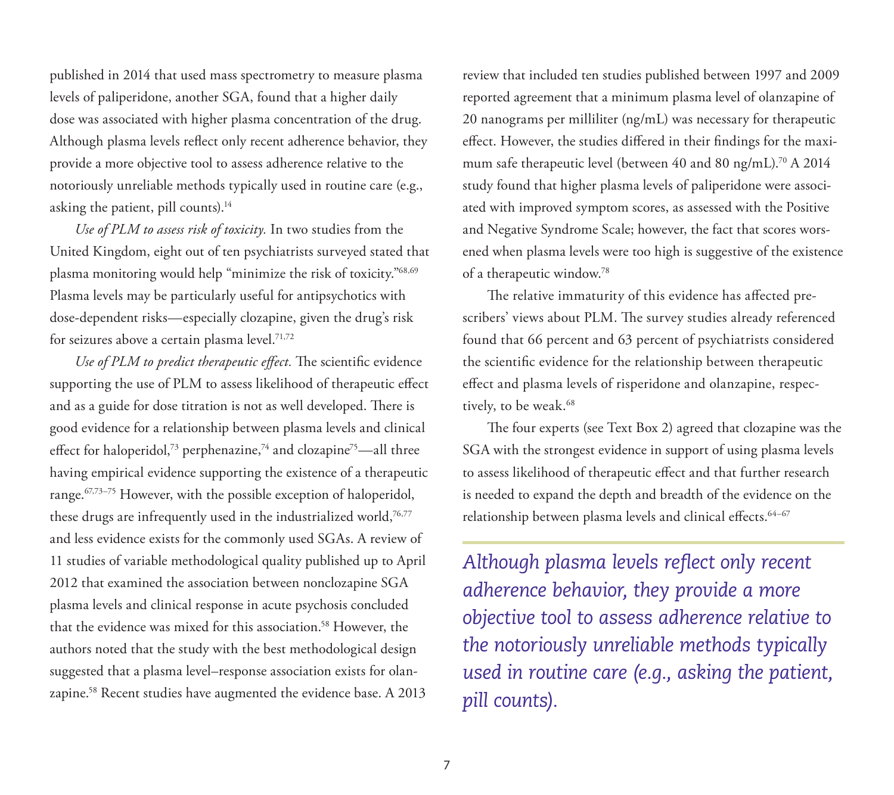published in 2014 that used mass spectrometry to measure plasma levels of paliperidone, another SGA, found that a higher daily dose was associated with higher plasma concentration of the drug. Although plasma levels reflect only recent adherence behavior, they provide a more objective tool to assess adherence relative to the notoriously unreliable methods typically used in routine care (e.g., asking the patient, pill counts).[14]

*Use of PLM to assess risk of toxicity.* In two studies from the United Kingdom, eight out of ten psychiatrists surveyed stated that plasma monitoring would help "minimize the risk of toxicity."[68,69] Plasma levels may be particularly useful for antipsychotics with dose-dependent risks—especially clozapine, given the drug's risk for seizures above a certain plasma level.[71,72]

*Use of PLM to predict therapeutic effect.* The scientific evidence supporting the use of PLM to assess likelihood of therapeutic effect and as a guide for dose titration is not as well developed. There is good evidence for a relationship between plasma levels and clinical effect for haloperidol,[73] perphenazine,[74] and clozapine[75]—all three having empirical evidence supporting the existence of a therapeutic range.[67,73–75] However, with the possible exception of haloperidol, these drugs are infrequently used in the industrialized world,[76,77] and less evidence exists for the commonly used SGAs. A review of 11 studies of variable methodological quality published up to April 2012 that examined the association between nonclozapine SGA plasma levels and clinical response in acute psychosis concluded that the evidence was mixed for this association.[58] However, the authors noted that the study with the best methodological design suggested that a plasma level–response association exists for olanzapine.[58] Recent studies have augmented the evidence base. A 2013 review that included ten studies published between 1997 and 2009 reported agreement that a minimum plasma level of olanzapine of 20 nanograms per milliliter (ng/mL) was necessary for therapeutic effect. However, the studies differed in their findings for the maximum safe therapeutic level (between 40 and 80 ng/mL).[70] A 2014 study found that higher plasma levels of paliperidone were associated with improved symptom scores, as assessed with the Positive and Negative Syndrome Scale; however, the fact that scores worsened when plasma levels were too high is suggestive of the existence of a therapeutic window.[78]

The relative immaturity of this evidence has affected prescribers' views about PLM. The survey studies already referenced found that 66 percent and 63 percent of psychiatrists considered the scientific evidence for the relationship between therapeutic effect and plasma levels of risperidone and olanzapine, respectively, to be weak.[68]

The four experts (see Text Box 2) agreed that clozapine was the SGA with the strongest evidence in support of using plasma levels to assess likelihood of therapeutic effect and that further research is needed to expand the depth and breadth of the evidence on the relationship between plasma levels and clinical effects.[64–67]

*Although plasma levels reflect only recent adherence behavior, they provide a more objective tool to assess adherence relative to the notoriously unreliable methods typically used in routine care (e.g., asking the patient, pill counts).*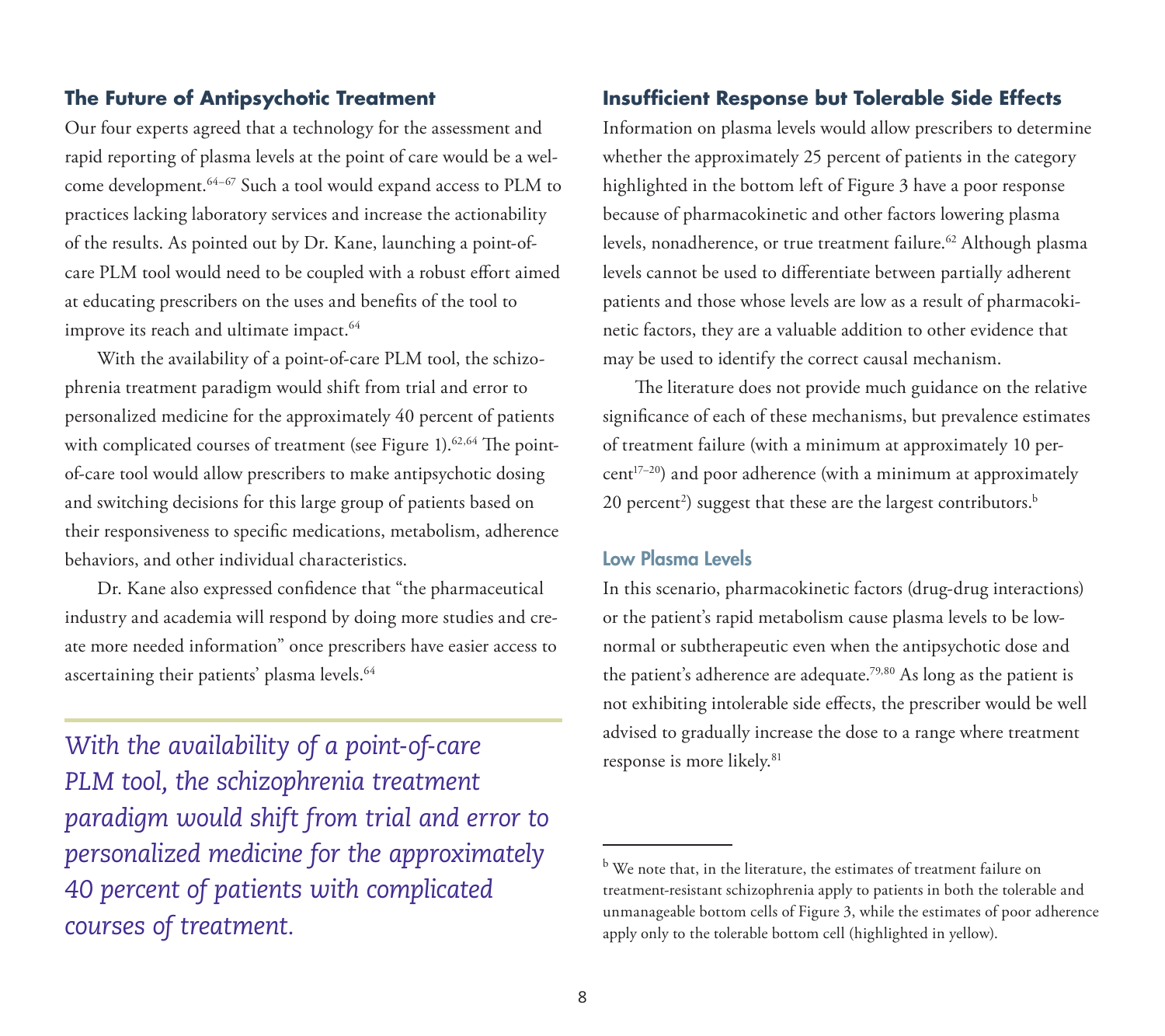## The Future of Antipsychotic Treatment

Our four experts agreed that a technology for the assessment and rapid reporting of plasma levels at the point of care would be a welcome development.[64–67] Such a tool would expand access to PLM to practices lacking laboratory services and increase the actionability of the results. As pointed out by Dr. Kane, launching a point-of-care PLM tool would need to be coupled with a robust effort aimed at educating prescribers on the uses and benefits of the tool to improve its reach and ultimate impact.[64]

With the availability of a point-of-care PLM tool, the schizophrenia treatment paradigm would shift from trial and error to personalized medicine for the approximately 40 percent of patients with complicated courses of treatment (see Figure 1).[62,64] The point-of-care tool would allow prescribers to make antipsychotic dosing and switching decisions for this large group of patients based on their responsiveness to specific medications, metabolism, adherence behaviors, and other individual characteristics.

Dr. Kane also expressed confidence that "the pharmaceutical industry and academia will respond by doing more studies and create more needed information" once prescribers have easier access to ascertaining their patients' plasma levels.[64]

> *With the availability of a point-of-care PLM tool, the schizophrenia treatment paradigm would shift from trial and error to personalized medicine for the approximately 40 percent of patients with complicated courses of treatment.*

## Insufficient Response but Tolerable Side Effects

Information on plasma levels would allow prescribers to determine whether the approximately 25 percent of patients in the category highlighted in the bottom left of Figure 3 have a poor response because of pharmacokinetic and other factors lowering plasma levels, nonadherence, or true treatment failure.[62] Although plasma levels cannot be used to differentiate between partially adherent patients and those whose levels are low as a result of pharmacokinetic factors, they are a valuable addition to other evidence that may be used to identify the correct causal mechanism.

The literature does not provide much guidance on the relative significance of each of these mechanisms, but prevalence estimates of treatment failure (with a minimum at approximately 10 percent[17–20]) and poor adherence (with a minimum at approximately 20 percent[2]) suggest that these are the largest contributors.[b]

### Low Plasma Levels

In this scenario, pharmacokinetic factors (drug-drug interactions) or the patient's rapid metabolism cause plasma levels to be low-normal or subtherapeutic even when the antipsychotic dose and the patient's adherence are adequate.[79,80] As long as the patient is not exhibiting intolerable side effects, the prescriber would be well advised to gradually increase the dose to a range where treatment response is more likely.[81]

---

[b] We note that, in the literature, the estimates of treatment failure on treatment-resistant schizophrenia apply to patients in both the tolerable and unmanageable bottom cells of Figure 3, while the estimates of poor adherence apply only to the tolerable bottom cell (highlighted in yellow).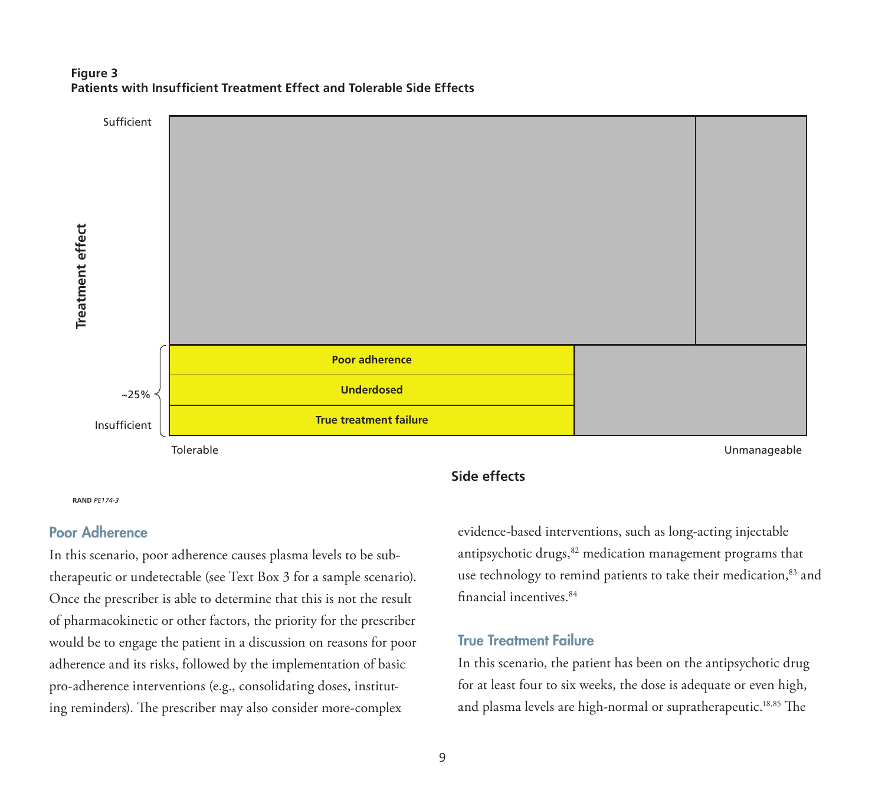**Figure 3**
**Patients with Insufficient Treatment Effect and Tolerable Side Effects**

Treatment effect: Sufficient — Insufficient (~25%)

- Poor adherence
- Underdosed
- True treatment failure

Side effects: Tolerable — Unmanageable

RAND *PE174-3*

## Poor Adherence

In this scenario, poor adherence causes plasma levels to be subtherapeutic or undetectable (see Text Box 3 for a sample scenario). Once the prescriber is able to determine that this is not the result of pharmacokinetic or other factors, the priority for the prescriber would be to engage the patient in a discussion on reasons for poor adherence and its risks, followed by the implementation of basic pro-adherence interventions (e.g., consolidating doses, instituting reminders). The prescriber may also consider more-complex evidence-based interventions, such as long-acting injectable antipsychotic drugs,[82] medication management programs that use technology to remind patients to take their medication,[83] and financial incentives.[84]

## True Treatment Failure

In this scenario, the patient has been on the antipsychotic drug for at least four to six weeks, the dose is adequate or even high, and plasma levels are high-normal or supratherapeutic.[18,85] The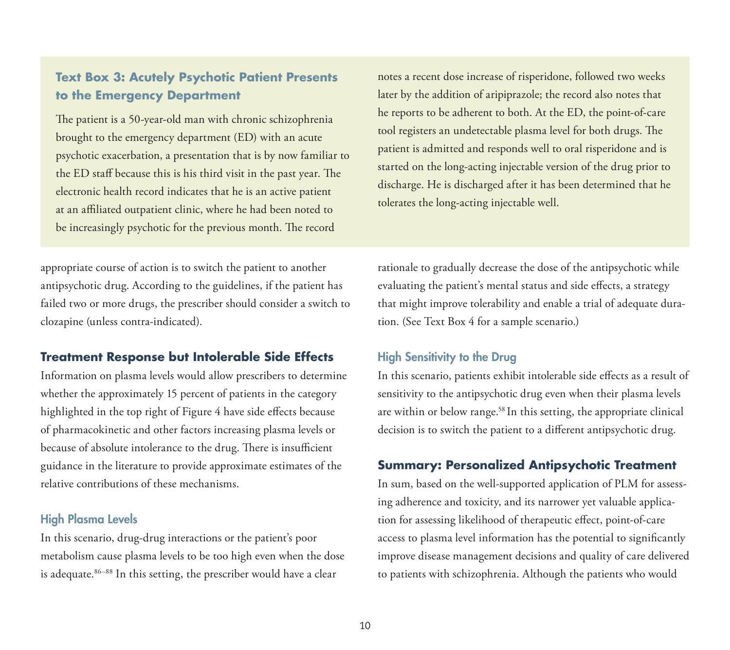### Text Box 3: Acutely Psychotic Patient Presents to the Emergency Department

The patient is a 50-year-old man with chronic schizophrenia brought to the emergency department (ED) with an acute psychotic exacerbation, a presentation that is by now familiar to the ED staff because this is his third visit in the past year. The electronic health record indicates that he is an active patient at an affiliated outpatient clinic, where he had been noted to be increasingly psychotic for the previous month. The record notes a recent dose increase of risperidone, followed two weeks later by the addition of aripiprazole; the record also notes that he reports to be adherent to both. At the ED, the point-of-care tool registers an undetectable plasma level for both drugs. The patient is admitted and responds well to oral risperidone and is started on the long-acting injectable version of the drug prior to discharge. He is discharged after it has been determined that he tolerates the long-acting injectable well.

appropriate course of action is to switch the patient to another antipsychotic drug. According to the guidelines, if the patient has failed two or more drugs, the prescriber should consider a switch to clozapine (unless contra-indicated).

## Treatment Response but Intolerable Side Effects

Information on plasma levels would allow prescribers to determine whether the approximately 15 percent of patients in the category highlighted in the top right of Figure 4 have side effects because of pharmacokinetic and other factors increasing plasma levels or because of absolute intolerance to the drug. There is insufficient guidance in the literature to provide approximate estimates of the relative contributions of these mechanisms.

### High Plasma Levels

In this scenario, drug-drug interactions or the patient's poor metabolism cause plasma levels to be too high even when the dose is adequate.[86–88] In this setting, the prescriber would have a clear rationale to gradually decrease the dose of the antipsychotic while evaluating the patient's mental status and side effects, a strategy that might improve tolerability and enable a trial of adequate duration. (See Text Box 4 for a sample scenario.)

### High Sensitivity to the Drug

In this scenario, patients exhibit intolerable side effects as a result of sensitivity to the antipsychotic drug even when their plasma levels are within or below range.[58] In this setting, the appropriate clinical decision is to switch the patient to a different antipsychotic drug.

## Summary: Personalized Antipsychotic Treatment

In sum, based on the well-supported application of PLM for assessing adherence and toxicity, and its narrower yet valuable application for assessing likelihood of therapeutic effect, point-of-care access to plasma level information has the potential to significantly improve disease management decisions and quality of care delivered to patients with schizophrenia. Although the patients who would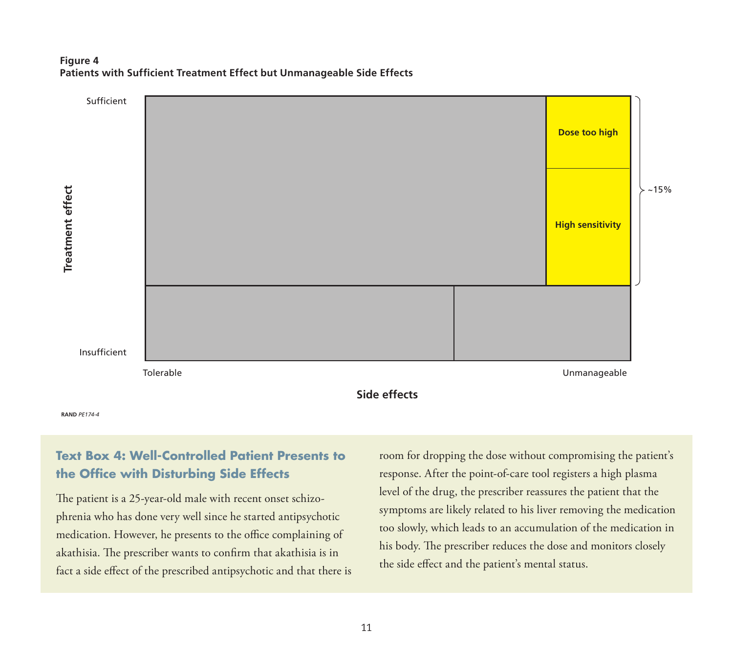**Figure 4**
**Patients with Sufficient Treatment Effect but Unmanageable Side Effects**

Treatment effect: Sufficient / Insufficient

Side effects: Tolerable / Unmanageable

Dose too high

High sensitivity

~15%

RAND *PE174-4*

## Text Box 4: Well-Controlled Patient Presents to the Office with Disturbing Side Effects

The patient is a 25-year-old male with recent onset schizophrenia who has done very well since he started antipsychotic medication. However, he presents to the office complaining of akathisia. The prescriber wants to confirm that akathisia is in fact a side effect of the prescribed antipsychotic and that there is room for dropping the dose without compromising the patient's response. After the point-of-care tool registers a high plasma level of the drug, the prescriber reassures the patient that the symptoms are likely related to his liver removing the medication too slowly, which leads to an accumulation of the medication in his body. The prescriber reduces the dose and monitors closely the side effect and the patient's mental status.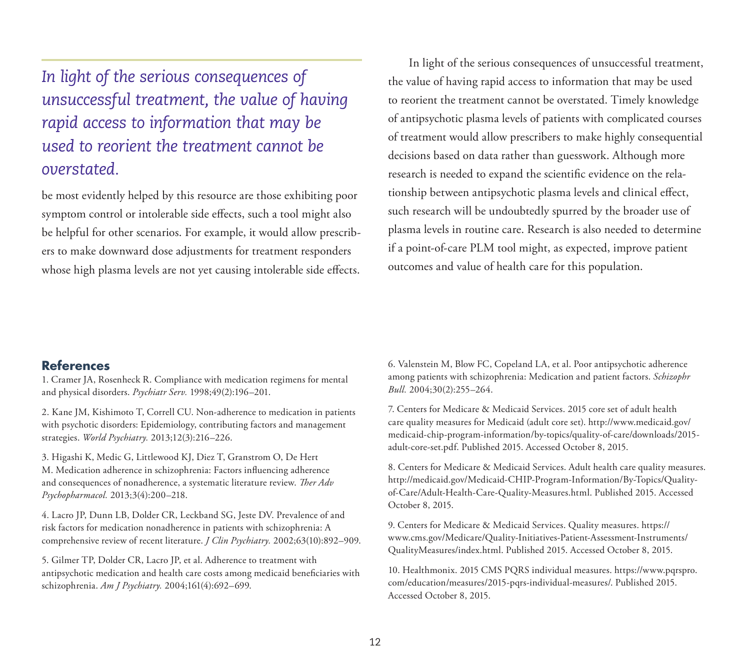*In light of the serious consequences of unsuccessful treatment, the value of having rapid access to information that may be used to reorient the treatment cannot be overstated.*

be most evidently helped by this resource are those exhibiting poor symptom control or intolerable side effects, such a tool might also be helpful for other scenarios. For example, it would allow prescribers to make downward dose adjustments for treatment responders whose high plasma levels are not yet causing intolerable side effects.

In light of the serious consequences of unsuccessful treatment, the value of having rapid access to information that may be used to reorient the treatment cannot be overstated. Timely knowledge of antipsychotic plasma levels of patients with complicated courses of treatment would allow prescribers to make highly consequential decisions based on data rather than guesswork. Although more research is needed to expand the scientific evidence on the relationship between antipsychotic plasma levels and clinical effect, such research will be undoubtedly spurred by the broader use of plasma levels in routine care. Research is also needed to determine if a point-of-care PLM tool might, as expected, improve patient outcomes and value of health care for this population.

## References

1. Cramer JA, Rosenheck R. Compliance with medication regimens for mental and physical disorders. *Psychiatr Serv.* 1998;49(2):196–201.

2. Kane JM, Kishimoto T, Correll CU. Non-adherence to medication in patients with psychotic disorders: Epidemiology, contributing factors and management strategies. *World Psychiatry.* 2013;12(3):216–226.

3. Higashi K, Medic G, Littlewood KJ, Diez T, Granstrom O, De Hert M. Medication adherence in schizophrenia: Factors influencing adherence and consequences of nonadherence, a systematic literature review. *Ther Adv Psychopharmacol.* 2013;3(4):200–218.

4. Lacro JP, Dunn LB, Dolder CR, Leckband SG, Jeste DV. Prevalence of and risk factors for medication nonadherence in patients with schizophrenia: A comprehensive review of recent literature. *J Clin Psychiatry.* 2002;63(10):892–909.

5. Gilmer TP, Dolder CR, Lacro JP, et al. Adherence to treatment with antipsychotic medication and health care costs among medicaid beneficiaries with schizophrenia. *Am J Psychiatry.* 2004;161(4):692–699.

6. Valenstein M, Blow FC, Copeland LA, et al. Poor antipsychotic adherence among patients with schizophrenia: Medication and patient factors. *Schizophr Bull.* 2004;30(2):255–264.

7. Centers for Medicare & Medicaid Services. 2015 core set of adult health care quality measures for Medicaid (adult core set). http://www.medicaid.gov/medicaid-chip-program-information/by-topics/quality-of-care/downloads/2015-adult-core-set.pdf. Published 2015. Accessed October 8, 2015.

8. Centers for Medicare & Medicaid Services. Adult health care quality measures. http://medicaid.gov/Medicaid-CHIP-Program-Information/By-Topics/Quality-of-Care/Adult-Health-Care-Quality-Measures.html. Published 2015. Accessed October 8, 2015.

9. Centers for Medicare & Medicaid Services. Quality measures. https://www.cms.gov/Medicare/Quality-Initiatives-Patient-Assessment-Instruments/QualityMeasures/index.html. Published 2015. Accessed October 8, 2015.

10. Healthmonix. 2015 CMS PQRS individual measures. https://www.pqrspro.com/education/measures/2015-pqrs-individual-measures/. Published 2015. Accessed October 8, 2015.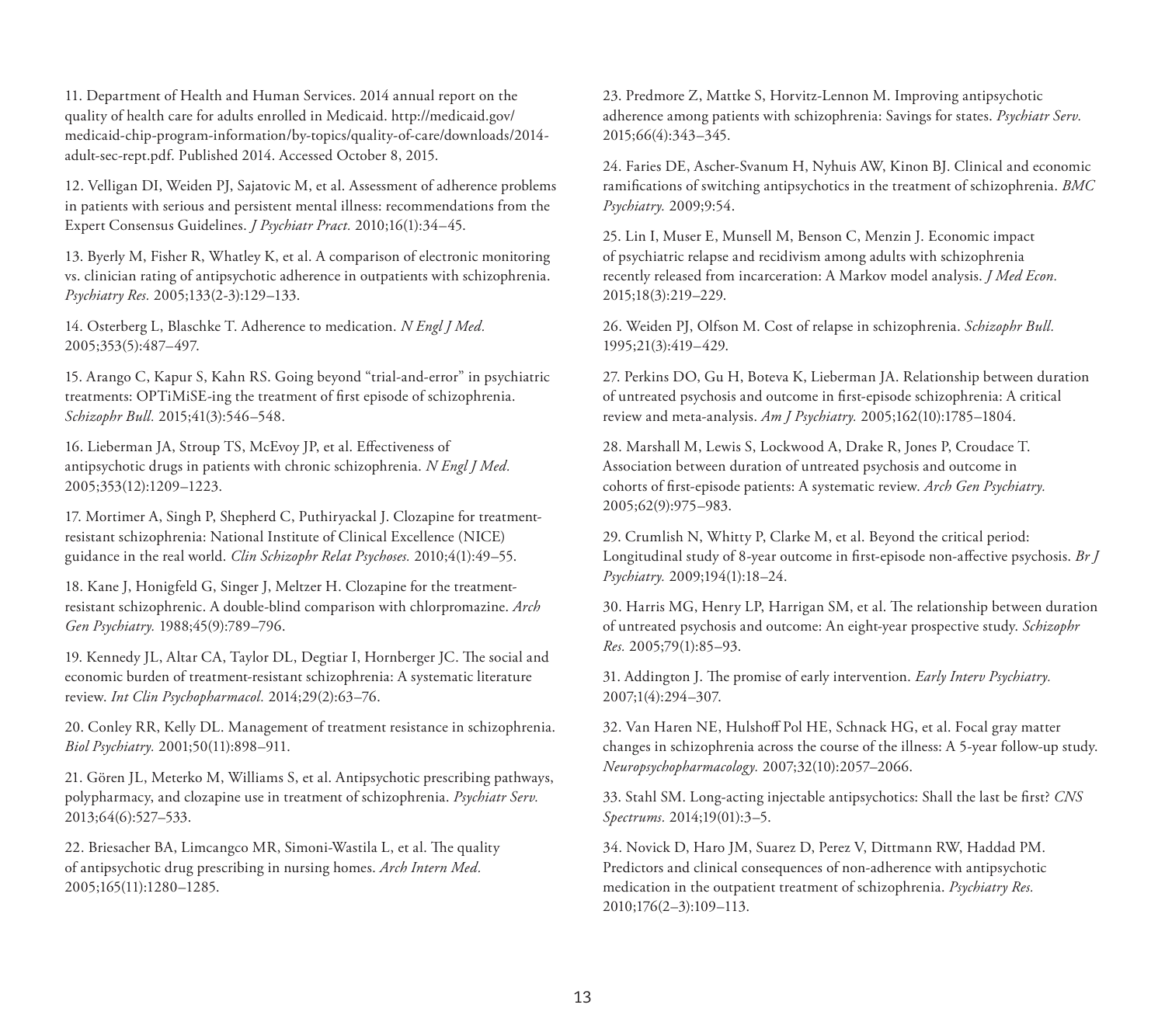11. Department of Health and Human Services. 2014 annual report on the quality of health care for adults enrolled in Medicaid. http://medicaid.gov/medicaid-chip-program-information/by-topics/quality-of-care/downloads/2014-adult-sec-rept.pdf. Published 2014. Accessed October 8, 2015.

12. Velligan DI, Weiden PJ, Sajatovic M, et al. Assessment of adherence problems in patients with serious and persistent mental illness: recommendations from the Expert Consensus Guidelines. *J Psychiatr Pract.* 2010;16(1):34–45.

13. Byerly M, Fisher R, Whatley K, et al. A comparison of electronic monitoring vs. clinician rating of antipsychotic adherence in outpatients with schizophrenia. *Psychiatry Res.* 2005;133(2-3):129–133.

14. Osterberg L, Blaschke T. Adherence to medication. *N Engl J Med.* 2005;353(5):487–497.

15. Arango C, Kapur S, Kahn RS. Going beyond "trial-and-error" in psychiatric treatments: OPTiMiSE-ing the treatment of first episode of schizophrenia. *Schizophr Bull.* 2015;41(3):546–548.

16. Lieberman JA, Stroup TS, McEvoy JP, et al. Effectiveness of antipsychotic drugs in patients with chronic schizophrenia. *N Engl J Med.* 2005;353(12):1209–1223.

17. Mortimer A, Singh P, Shepherd C, Puthiryackal J. Clozapine for treatment-resistant schizophrenia: National Institute of Clinical Excellence (NICE) guidance in the real world. *Clin Schizophr Relat Psychoses.* 2010;4(1):49–55.

18. Kane J, Honigfeld G, Singer J, Meltzer H. Clozapine for the treatment-resistant schizophrenic. A double-blind comparison with chlorpromazine. *Arch Gen Psychiatry.* 1988;45(9):789–796.

19. Kennedy JL, Altar CA, Taylor DL, Degtiar I, Hornberger JC. The social and economic burden of treatment-resistant schizophrenia: A systematic literature review. *Int Clin Psychopharmacol.* 2014;29(2):63–76.

20. Conley RR, Kelly DL. Management of treatment resistance in schizophrenia. *Biol Psychiatry.* 2001;50(11):898–911.

21. Gören JL, Meterko M, Williams S, et al. Antipsychotic prescribing pathways, polypharmacy, and clozapine use in treatment of schizophrenia. *Psychiatr Serv.* 2013;64(6):527–533.

22. Briesacher BA, Limcangco MR, Simoni-Wastila L, et al. The quality of antipsychotic drug prescribing in nursing homes. *Arch Intern Med.* 2005;165(11):1280–1285.

23. Predmore Z, Mattke S, Horvitz-Lennon M. Improving antipsychotic adherence among patients with schizophrenia: Savings for states. *Psychiatr Serv.* 2015;66(4):343–345.

24. Faries DE, Ascher-Svanum H, Nyhuis AW, Kinon BJ. Clinical and economic ramifications of switching antipsychotics in the treatment of schizophrenia. *BMC Psychiatry.* 2009;9:54.

25. Lin I, Muser E, Munsell M, Benson C, Menzin J. Economic impact of psychiatric relapse and recidivism among adults with schizophrenia recently released from incarceration: A Markov model analysis. *J Med Econ.* 2015;18(3):219–229.

26. Weiden PJ, Olfson M. Cost of relapse in schizophrenia. *Schizophr Bull.* 1995;21(3):419–429.

27. Perkins DO, Gu H, Boteva K, Lieberman JA. Relationship between duration of untreated psychosis and outcome in first-episode schizophrenia: A critical review and meta-analysis. *Am J Psychiatry.* 2005;162(10):1785–1804.

28. Marshall M, Lewis S, Lockwood A, Drake R, Jones P, Croudace T. Association between duration of untreated psychosis and outcome in cohorts of first-episode patients: A systematic review. *Arch Gen Psychiatry.* 2005;62(9):975–983.

29. Crumlish N, Whitty P, Clarke M, et al. Beyond the critical period: Longitudinal study of 8-year outcome in first-episode non-affective psychosis. *Br J Psychiatry.* 2009;194(1):18–24.

30. Harris MG, Henry LP, Harrigan SM, et al. The relationship between duration of untreated psychosis and outcome: An eight-year prospective study. *Schizophr Res.* 2005;79(1):85–93.

31. Addington J. The promise of early intervention. *Early Interv Psychiatry.* 2007;1(4):294–307.

32. Van Haren NE, Hulshoff Pol HE, Schnack HG, et al. Focal gray matter changes in schizophrenia across the course of the illness: A 5-year follow-up study. *Neuropsychopharmacology.* 2007;32(10):2057–2066.

33. Stahl SM. Long-acting injectable antipsychotics: Shall the last be first? *CNS Spectrums.* 2014;19(01):3–5.

34. Novick D, Haro JM, Suarez D, Perez V, Dittmann RW, Haddad PM. Predictors and clinical consequences of non-adherence with antipsychotic medication in the outpatient treatment of schizophrenia. *Psychiatry Res.* 2010;176(2–3):109–113.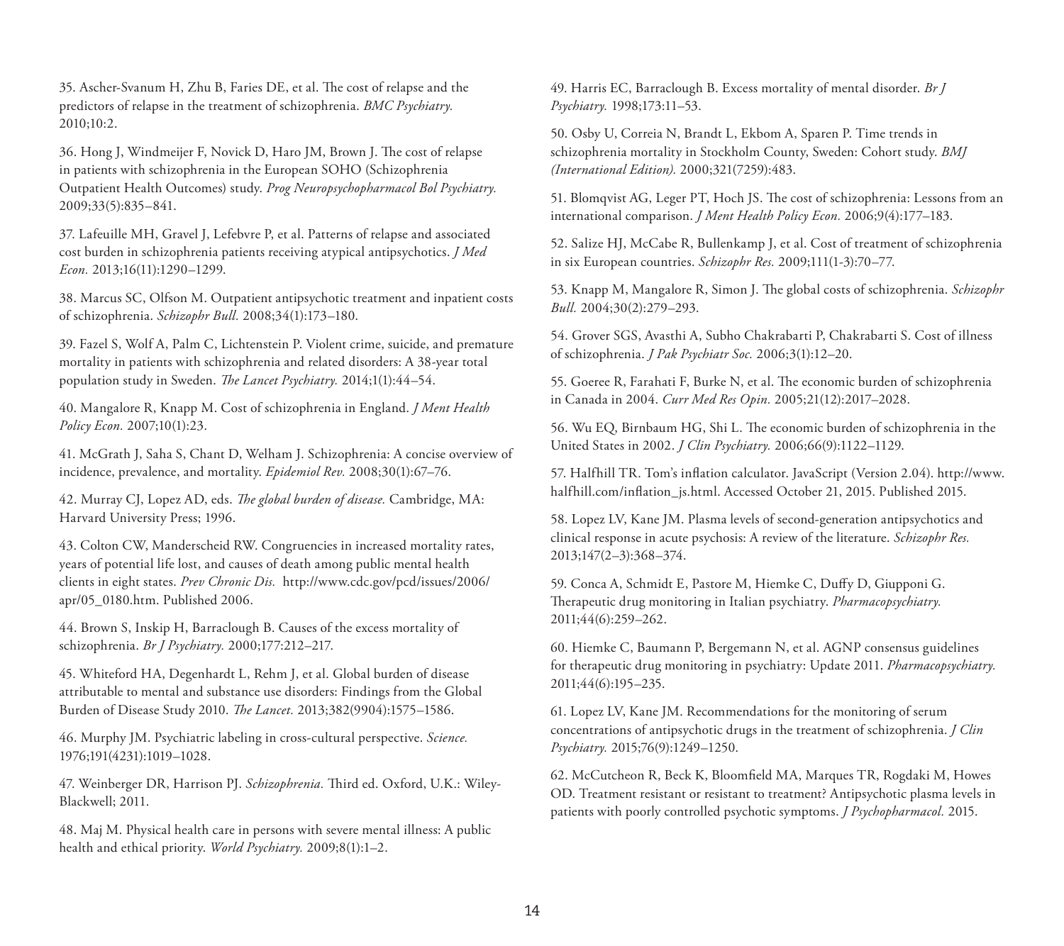35. Ascher-Svanum H, Zhu B, Faries DE, et al. The cost of relapse and the predictors of relapse in the treatment of schizophrenia. *BMC Psychiatry.* 2010;10:2.

36. Hong J, Windmeijer F, Novick D, Haro JM, Brown J. The cost of relapse in patients with schizophrenia in the European SOHO (Schizophrenia Outpatient Health Outcomes) study. *Prog Neuropsychopharmacol Bol Psychiatry.* 2009;33(5):835–841.

37. Lafeuille MH, Gravel J, Lefebvre P, et al. Patterns of relapse and associated cost burden in schizophrenia patients receiving atypical antipsychotics. *J Med Econ.* 2013;16(11):1290–1299.

38. Marcus SC, Olfson M. Outpatient antipsychotic treatment and inpatient costs of schizophrenia. *Schizophr Bull.* 2008;34(1):173–180.

39. Fazel S, Wolf A, Palm C, Lichtenstein P. Violent crime, suicide, and premature mortality in patients with schizophrenia and related disorders: A 38-year total population study in Sweden. *The Lancet Psychiatry.* 2014;1(1):44–54.

40. Mangalore R, Knapp M. Cost of schizophrenia in England. *J Ment Health Policy Econ.* 2007;10(1):23.

41. McGrath J, Saha S, Chant D, Welham J. Schizophrenia: A concise overview of incidence, prevalence, and mortality. *Epidemiol Rev.* 2008;30(1):67–76.

42. Murray CJ, Lopez AD, eds. *The global burden of disease.* Cambridge, MA: Harvard University Press; 1996.

43. Colton CW, Manderscheid RW. Congruencies in increased mortality rates, years of potential life lost, and causes of death among public mental health clients in eight states. *Prev Chronic Dis.* http://www.cdc.gov/pcd/issues/2006/apr/05_0180.htm. Published 2006.

44. Brown S, Inskip H, Barraclough B. Causes of the excess mortality of schizophrenia. *Br J Psychiatry.* 2000;177:212–217.

45. Whiteford HA, Degenhardt L, Rehm J, et al. Global burden of disease attributable to mental and substance use disorders: Findings from the Global Burden of Disease Study 2010. *The Lancet.* 2013;382(9904):1575–1586.

46. Murphy JM. Psychiatric labeling in cross-cultural perspective. *Science.* 1976;191(4231):1019–1028.

47. Weinberger DR, Harrison PJ. *Schizophrenia.* Third ed. Oxford, U.K.: Wiley-Blackwell; 2011.

48. Maj M. Physical health care in persons with severe mental illness: A public health and ethical priority. *World Psychiatry.* 2009;8(1):1–2.

49. Harris EC, Barraclough B. Excess mortality of mental disorder. *Br J Psychiatry.* 1998;173:11–53.

50. Osby U, Correia N, Brandt L, Ekbom A, Sparen P. Time trends in schizophrenia mortality in Stockholm County, Sweden: Cohort study. *BMJ (International Edition).* 2000;321(7259):483.

51. Blomqvist AG, Leger PT, Hoch JS. The cost of schizophrenia: Lessons from an international comparison. *J Ment Health Policy Econ.* 2006;9(4):177–183.

52. Salize HJ, McCabe R, Bullenkamp J, et al. Cost of treatment of schizophrenia in six European countries. *Schizophr Res.* 2009;111(1-3):70–77.

53. Knapp M, Mangalore R, Simon J. The global costs of schizophrenia. *Schizophr Bull.* 2004;30(2):279–293.

54. Grover SGS, Avasthi A, Subho Chakrabarti P, Chakrabarti S. Cost of illness of schizophrenia. *J Pak Psychiatr Soc.* 2006;3(1):12–20.

55. Goeree R, Farahati F, Burke N, et al. The economic burden of schizophrenia in Canada in 2004. *Curr Med Res Opin.* 2005;21(12):2017–2028.

56. Wu EQ, Birnbaum HG, Shi L. The economic burden of schizophrenia in the United States in 2002. *J Clin Psychiatry.* 2006;66(9):1122–1129.

57. Halfhill TR. Tom's inflation calculator. JavaScript (Version 2.04). http://www.halfhill.com/inflation_js.html. Accessed October 21, 2015. Published 2015.

58. Lopez LV, Kane JM. Plasma levels of second-generation antipsychotics and clinical response in acute psychosis: A review of the literature. *Schizophr Res.* 2013;147(2–3):368–374.

59. Conca A, Schmidt E, Pastore M, Hiemke C, Duffy D, Giupponi G. Therapeutic drug monitoring in Italian psychiatry. *Pharmacopsychiatry.* 2011;44(6):259–262.

60. Hiemke C, Baumann P, Bergemann N, et al. AGNP consensus guidelines for therapeutic drug monitoring in psychiatry: Update 2011. *Pharmacopsychiatry.* 2011;44(6):195–235.

61. Lopez LV, Kane JM. Recommendations for the monitoring of serum concentrations of antipsychotic drugs in the treatment of schizophrenia. *J Clin Psychiatry.* 2015;76(9):1249–1250.

62. McCutcheon R, Beck K, Bloomfield MA, Marques TR, Rogdaki M, Howes OD. Treatment resistant or resistant to treatment? Antipsychotic plasma levels in patients with poorly controlled psychotic symptoms. *J Psychopharmacol.* 2015.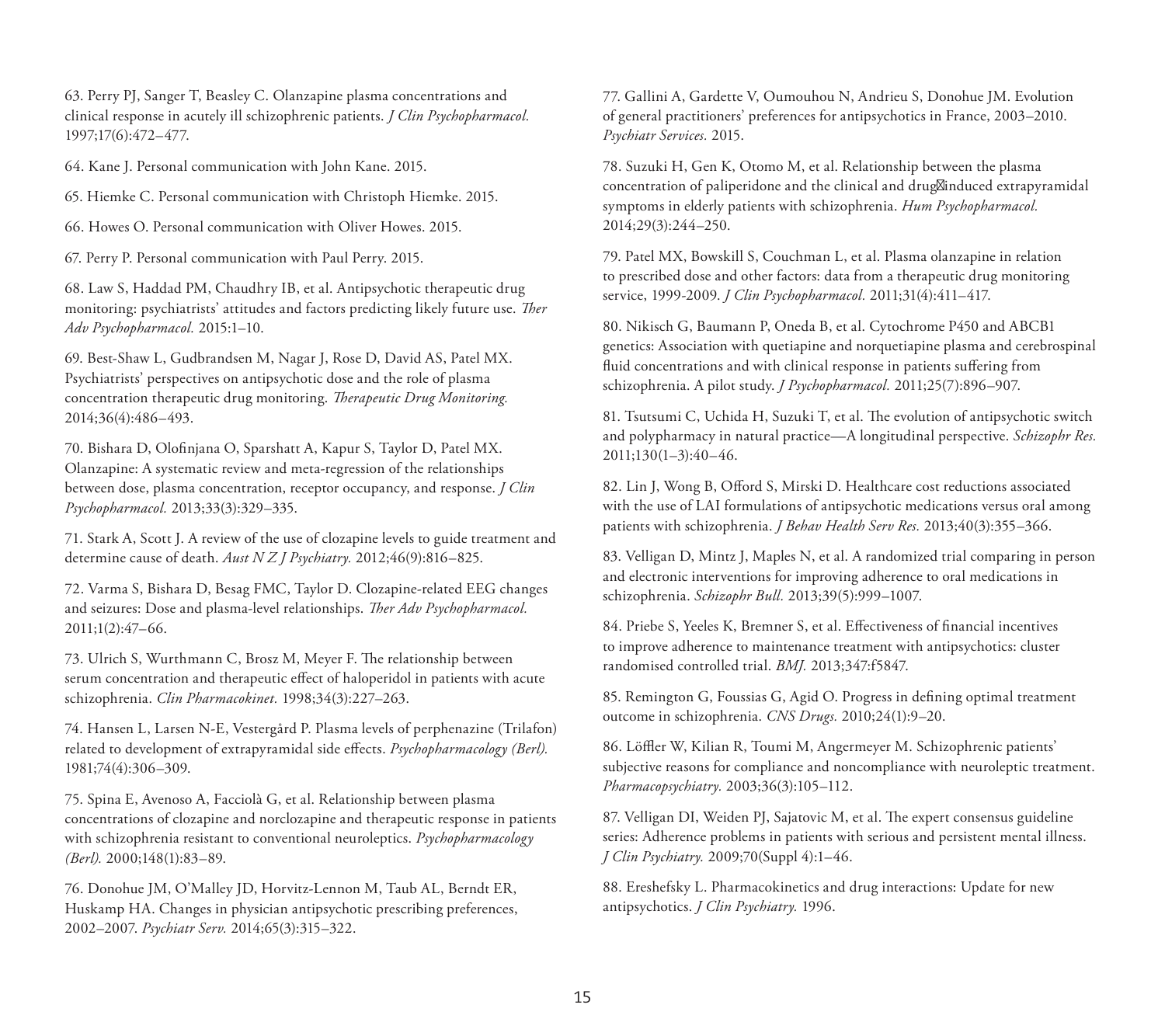63. Perry PJ, Sanger T, Beasley C. Olanzapine plasma concentrations and clinical response in acutely ill schizophrenic patients. *J Clin Psychopharmacol.* 1997;17(6):472–477.

64. Kane J. Personal communication with John Kane. 2015.

65. Hiemke C. Personal communication with Christoph Hiemke. 2015.

66. Howes O. Personal communication with Oliver Howes. 2015.

67. Perry P. Personal communication with Paul Perry. 2015.

68. Law S, Haddad PM, Chaudhry IB, et al. Antipsychotic therapeutic drug monitoring: psychiatrists' attitudes and factors predicting likely future use. *Ther Adv Psychopharmacol.* 2015:1–10.

69. Best-Shaw L, Gudbrandsen M, Nagar J, Rose D, David AS, Patel MX. Psychiatrists' perspectives on antipsychotic dose and the role of plasma concentration therapeutic drug monitoring. *Therapeutic Drug Monitoring.* 2014;36(4):486–493.

70. Bishara D, Olofinjana O, Sparshatt A, Kapur S, Taylor D, Patel MX. Olanzapine: A systematic review and meta-regression of the relationships between dose, plasma concentration, receptor occupancy, and response. *J Clin Psychopharmacol.* 2013;33(3):329–335.

71. Stark A, Scott J. A review of the use of clozapine levels to guide treatment and determine cause of death. *Aust N Z J Psychiatry.* 2012;46(9):816–825.

72. Varma S, Bishara D, Besag FMC, Taylor D. Clozapine-related EEG changes and seizures: Dose and plasma-level relationships. *Ther Adv Psychopharmacol.* 2011;1(2):47–66.

73. Ulrich S, Wurthmann C, Brosz M, Meyer F. The relationship between serum concentration and therapeutic effect of haloperidol in patients with acute schizophrenia. *Clin Pharmacokinet.* 1998;34(3):227–263.

74. Hansen L, Larsen N-E, Vestergård P. Plasma levels of perphenazine (Trilafon) related to development of extrapyramidal side effects. *Psychopharmacology (Berl).* 1981;74(4):306–309.

75. Spina E, Avenoso A, Facciolà G, et al. Relationship between plasma concentrations of clozapine and norclozapine and therapeutic response in patients with schizophrenia resistant to conventional neuroleptics. *Psychopharmacology (Berl).* 2000;148(1):83–89.

76. Donohue JM, O'Malley JD, Horvitz-Lennon M, Taub AL, Berndt ER, Huskamp HA. Changes in physician antipsychotic prescribing preferences, 2002–2007. *Psychiatr Serv.* 2014;65(3):315–322.

77. Gallini A, Gardette V, Oumouhou N, Andrieu S, Donohue JM. Evolution of general practitioners' preferences for antipsychotics in France, 2003–2010. *Psychiatr Services.* 2015.

78. Suzuki H, Gen K, Otomo M, et al. Relationship between the plasma concentration of paliperidone and the clinical and drug‐induced extrapyramidal symptoms in elderly patients with schizophrenia. *Hum Psychopharmacol.* 2014;29(3):244–250.

79. Patel MX, Bowskill S, Couchman L, et al. Plasma olanzapine in relation to prescribed dose and other factors: data from a therapeutic drug monitoring service, 1999-2009. *J Clin Psychopharmacol.* 2011;31(4):411–417.

80. Nikisch G, Baumann P, Oneda B, et al. Cytochrome P450 and ABCB1 genetics: Association with quetiapine and norquetiapine plasma and cerebrospinal fluid concentrations and with clinical response in patients suffering from schizophrenia. A pilot study. *J Psychopharmacol.* 2011;25(7):896–907.

81. Tsutsumi C, Uchida H, Suzuki T, et al. The evolution of antipsychotic switch and polypharmacy in natural practice—A longitudinal perspective. *Schizophr Res.* 2011;130(1–3):40–46.

82. Lin J, Wong B, Offord S, Mirski D. Healthcare cost reductions associated with the use of LAI formulations of antipsychotic medications versus oral among patients with schizophrenia. *J Behav Health Serv Res.* 2013;40(3):355–366.

83. Velligan D, Mintz J, Maples N, et al. A randomized trial comparing in person and electronic interventions for improving adherence to oral medications in schizophrenia. *Schizophr Bull.* 2013;39(5):999–1007.

84. Priebe S, Yeeles K, Bremner S, et al. Effectiveness of financial incentives to improve adherence to maintenance treatment with antipsychotics: cluster randomised controlled trial. *BMJ.* 2013;347:f5847.

85. Remington G, Foussias G, Agid O. Progress in defining optimal treatment outcome in schizophrenia. *CNS Drugs.* 2010;24(1):9–20.

86. Löffler W, Kilian R, Toumi M, Angermeyer M. Schizophrenic patients' subjective reasons for compliance and noncompliance with neuroleptic treatment. *Pharmacopsychiatry.* 2003;36(3):105–112.

87. Velligan DI, Weiden PJ, Sajatovic M, et al. The expert consensus guideline series: Adherence problems in patients with serious and persistent mental illness. *J Clin Psychiatry.* 2009;70(Suppl 4):1–46.

88. Ereshefsky L. Pharmacokinetics and drug interactions: Update for new antipsychotics. *J Clin Psychiatry.* 1996.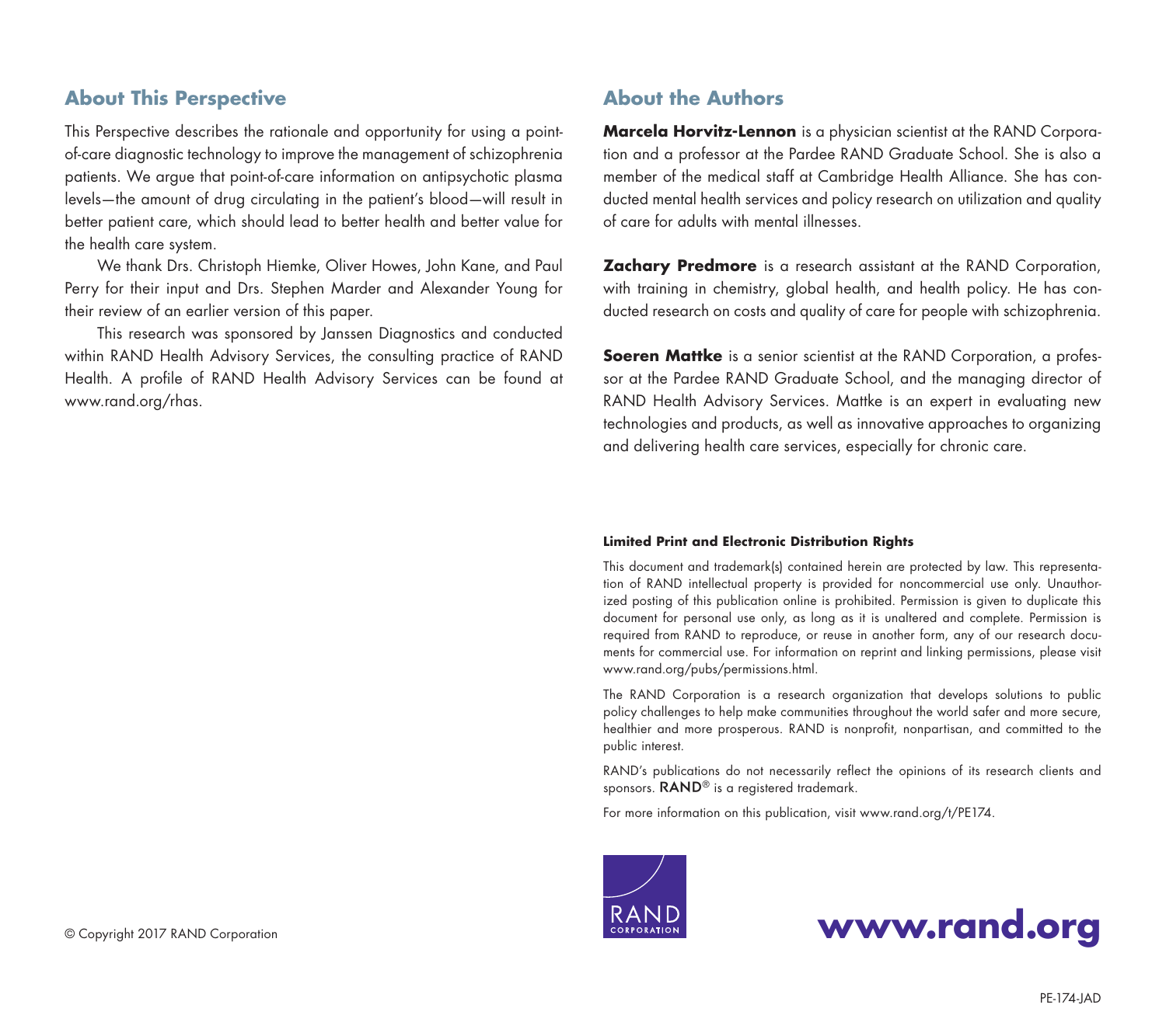## About This Perspective

This Perspective describes the rationale and opportunity for using a point-of-care diagnostic technology to improve the management of schizophrenia patients. We argue that point-of-care information on antipsychotic plasma levels—the amount of drug circulating in the patient's blood—will result in better patient care, which should lead to better health and better value for the health care system.

We thank Drs. Christoph Hiemke, Oliver Howes, John Kane, and Paul Perry for their input and Drs. Stephen Marder and Alexander Young for their review of an earlier version of this paper.

This research was sponsored by Janssen Diagnostics and conducted within RAND Health Advisory Services, the consulting practice of RAND Health. A profile of RAND Health Advisory Services can be found at www.rand.org/rhas.

## About the Authors

**Marcela Horvitz-Lennon** is a physician scientist at the RAND Corporation and a professor at the Pardee RAND Graduate School. She is also a member of the medical staff at Cambridge Health Alliance. She has conducted mental health services and policy research on utilization and quality of care for adults with mental illnesses.

**Zachary Predmore** is a research assistant at the RAND Corporation, with training in chemistry, global health, and health policy. He has conducted research on costs and quality of care for people with schizophrenia.

**Soeren Mattke** is a senior scientist at the RAND Corporation, a professor at the Pardee RAND Graduate School, and the managing director of RAND Health Advisory Services. Mattke is an expert in evaluating new technologies and products, as well as innovative approaches to organizing and delivering health care services, especially for chronic care.

**Limited Print and Electronic Distribution Rights**

This document and trademark(s) contained herein are protected by law. This representation of RAND intellectual property is provided for noncommercial use only. Unauthorized posting of this publication online is prohibited. Permission is given to duplicate this document for personal use only, as long as it is unaltered and complete. Permission is required from RAND to reproduce, or reuse in another form, any of our research documents for commercial use. For information on reprint and linking permissions, please visit www.rand.org/pubs/permissions.html.

The RAND Corporation is a research organization that develops solutions to public policy challenges to help make communities throughout the world safer and more secure, healthier and more prosperous. RAND is nonprofit, nonpartisan, and committed to the public interest.

RAND's publications do not necessarily reflect the opinions of its research clients and sponsors. RAND® is a registered trademark.

For more information on this publication, visit www.rand.org/t/PE174.

© Copyright 2017 RAND Corporation

RAND CORPORATION

**www.rand.org**

PE-174-JAD